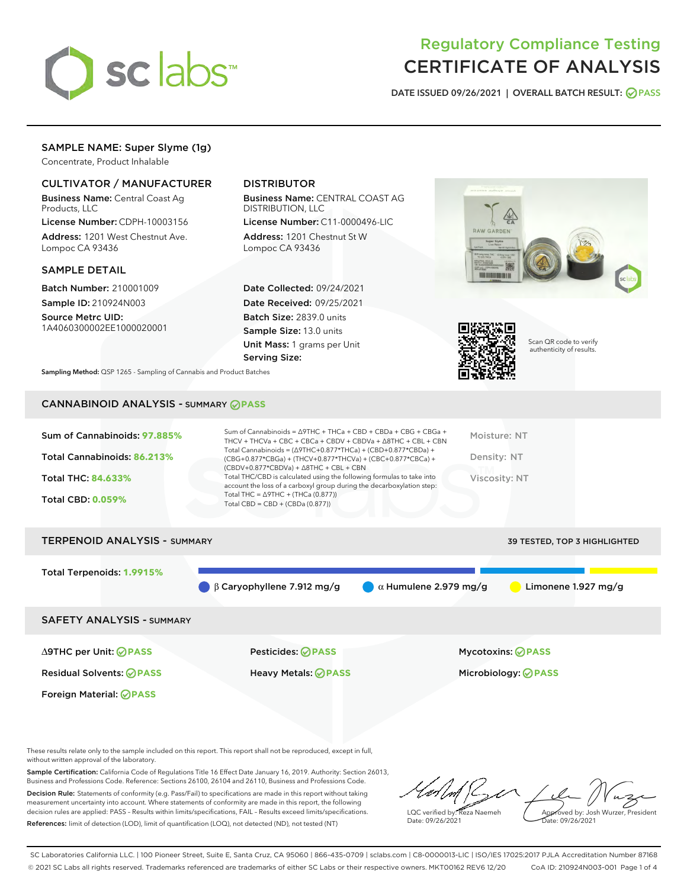# Regulatory Compliance Testing
# CERTIFICATE OF ANALYSIS

DATE ISSUED 09/26/2021 | OVERALL BATCH RESULT: PASS

## SAMPLE NAME: Super Slyme (1g)

Concentrate, Product Inhalable

### CULTIVATOR / MANUFACTURER

**Business Name:** Central Coast Ag Products, LLC
**License Number:** CDPH-10003156
**Address:** 1201 West Chestnut Ave. Lompoc CA 93436

### DISTRIBUTOR

**Business Name:** CENTRAL COAST AG DISTRIBUTION, LLC
**License Number:** C11-0000496-LIC
**Address:** 1201 Chestnut St W Lompoc CA 93436

### SAMPLE DETAIL

**Batch Number:** 210001009
**Sample ID:** 210924N003
**Source Metrc UID:** 1A4060300002EE1000020001

**Date Collected:** 09/24/2021
**Date Received:** 09/25/2021
**Batch Size:** 2839.0 units
**Sample Size:** 13.0 units
**Unit Mass:** 1 grams per Unit
**Serving Size:**

Scan QR code to verify authenticity of results.

**Sampling Method:** QSP 1265 - Sampling of Cannabis and Product Batches

## CANNABINOID ANALYSIS - SUMMARY PASS

Sum of Cannabinoids: **97.885%**

Total Cannabinoids: **86.213%**

Total THC: **84.633%**

Total CBD: **0.059%**

Sum of Cannabinoids = Δ9THC + THCa + CBD + CBDa + CBG + CBGa + THCV + THCVa + CBC + CBCa + CBDV + CBDVa + Δ8THC + CBL + CBN
Total Cannabinoids = (Δ9THC+0.877*THCa) + (CBD+0.877*CBDa) + (CBG+0.877*CBGa) + (THCV+0.877*THCVa) + (CBC+0.877*CBCa) + (CBDV+0.877*CBDVa) + Δ8THC + CBL + CBN
Total THC/CBD is calculated using the following formulas to take into account the loss of a carboxyl group during the decarboxylation step:
Total THC = Δ9THC + (THCa (0.877))
Total CBD = CBD + (CBDa (0.877))

Moisture: NT

Density: NT

Viscosity: NT

## TERPENOID ANALYSIS - SUMMARY

39 TESTED, TOP 3 HIGHLIGHTED

Total Terpenoids: **1.9915%**

β Caryophyllene 7.912 mg/g | α Humulene 2.979 mg/g | Limonene 1.927 mg/g

## SAFETY ANALYSIS - SUMMARY

| | | |
|---|---|---|
| Δ9THC per Unit: PASS | Pesticides: PASS | Mycotoxins: PASS |
| Residual Solvents: PASS | Heavy Metals: PASS | Microbiology: PASS |
| Foreign Material: PASS | | |

These results relate only to the sample included on this report. This report shall not be reproduced, except in full, without written approval of the laboratory.

**Sample Certification:** California Code of Regulations Title 16 Effect Date January 16, 2019. Authority: Section 26013, Business and Professions Code. Reference: Sections 26100, 26104 and 26110, Business and Professions Code.

**Decision Rule:** Statements of conformity (e.g. Pass/Fail) to specifications are made in this report without taking measurement uncertainty into account. Where statements of conformity are made in this report, the following decision rules are applied: PASS – Results within limits/specifications, FAIL – Results exceed limits/specifications.

**References:** limit of detection (LOD), limit of quantification (LOQ), not detected (ND), not tested (NT)

LQC verified by: Reza Naemeh
Date: 09/26/2021

Approved by: Josh Wurzer, President
Date: 09/26/2021

SC Laboratories California LLC. | 100 Pioneer Street, Suite E, Santa Cruz, CA 95060 | 866-435-0709 | sclabs.com | C8-0000013-LIC | ISO/IES 17025:2017 PJLA Accreditation Number 87168
© 2021 SC Labs all rights reserved. Trademarks referenced are trademarks of either SC Labs or their respective owners. MKT00162 REV6 12/20 CoA ID: 210924N003-001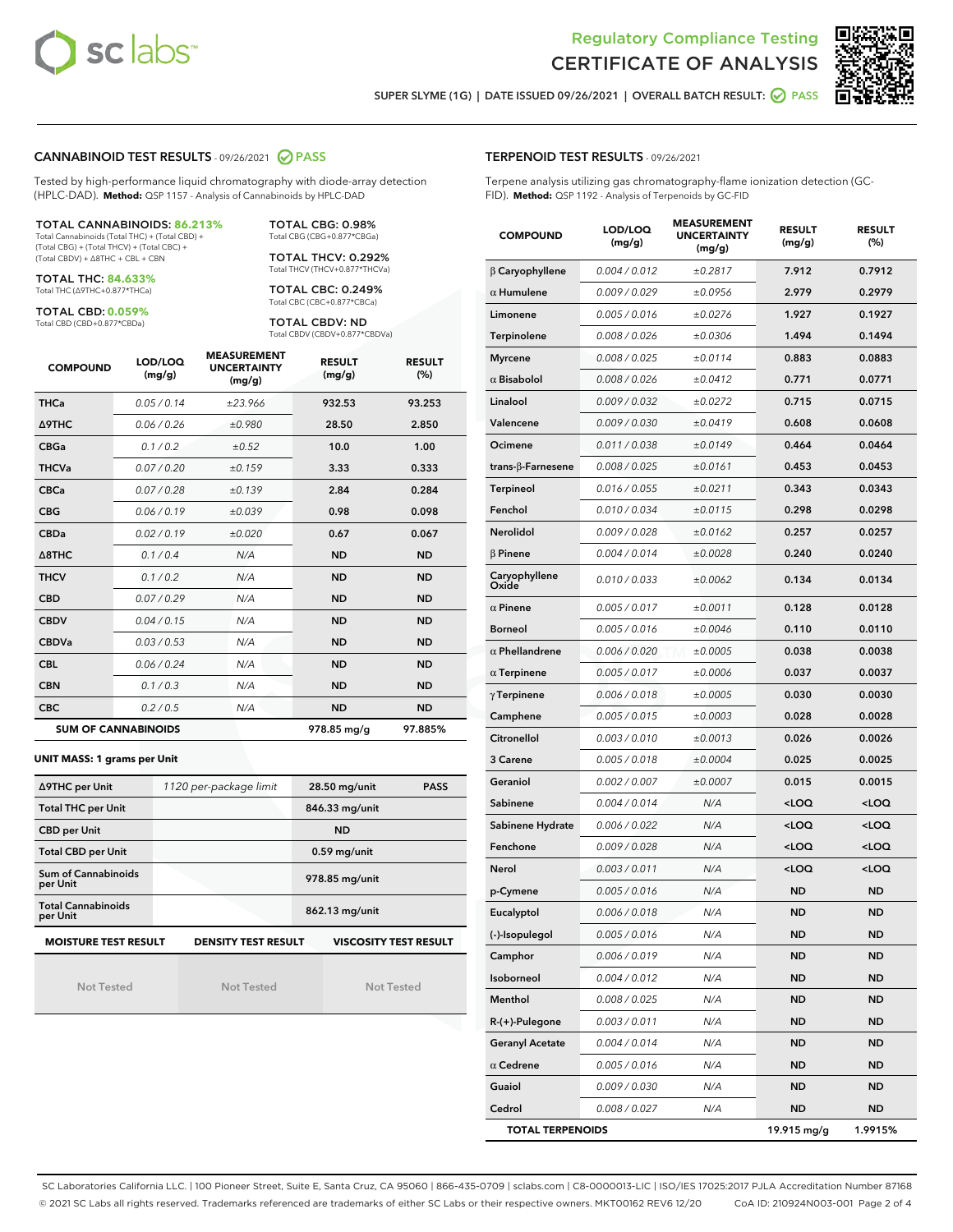Regulatory Compliance Testing
# CERTIFICATE OF ANALYSIS

SUPER SLYME (1G) | DATE ISSUED 09/26/2021 | OVERALL BATCH RESULT: PASS

## CANNABINOID TEST RESULTS - 09/26/2021 PASS

Tested by high-performance liquid chromatography with diode-array detection (HPLC-DAD). **Method:** QSP 1157 - Analysis of Cannabinoids by HPLC-DAD

**TOTAL CANNABINOIDS: 86.213%**
Total Cannabinoids (Total THC) + (Total CBD) + (Total CBG) + (Total THCV) + (Total CBC) + (Total CBDV) + Δ8THC + CBL + CBN

**TOTAL THC: 84.633%**
Total THC (Δ9THC+0.877*THCa)

**TOTAL CBD: 0.059%**
Total CBD (CBD+0.877*CBDa)

**TOTAL CBG: 0.98%**
Total CBG (CBG+0.877*CBGa)

**TOTAL THCV: 0.292%**
Total THCV (THCV+0.877*THCVa)

**TOTAL CBC: 0.249%**
Total CBC (CBC+0.877*CBCa)

**TOTAL CBDV: ND**
Total CBDV (CBDV+0.877*CBDVa)

| COMPOUND | LOD/LOQ (mg/g) | MEASUREMENT UNCERTAINTY (mg/g) | RESULT (mg/g) | RESULT (%) |
|---|---|---|---|---|
| THCa | 0.05 / 0.14 | ±23.966 | 932.53 | 93.253 |
| Δ9THC | 0.06 / 0.26 | ±0.980 | 28.50 | 2.850 |
| CBGa | 0.1 / 0.2 | ±0.52 | 10.0 | 1.00 |
| THCVa | 0.07 / 0.20 | ±0.159 | 3.33 | 0.333 |
| CBCa | 0.07 / 0.28 | ±0.139 | 2.84 | 0.284 |
| CBG | 0.06 / 0.19 | ±0.039 | 0.98 | 0.098 |
| CBDa | 0.02 / 0.19 | ±0.020 | 0.67 | 0.067 |
| Δ8THC | 0.1 / 0.4 | N/A | ND | ND |
| THCV | 0.1 / 0.2 | N/A | ND | ND |
| CBD | 0.07 / 0.29 | N/A | ND | ND |
| CBDV | 0.04 / 0.15 | N/A | ND | ND |
| CBDVa | 0.03 / 0.53 | N/A | ND | ND |
| CBL | 0.06 / 0.24 | N/A | ND | ND |
| CBN | 0.1 / 0.3 | N/A | ND | ND |
| CBC | 0.2 / 0.5 | N/A | ND | ND |
| **SUM OF CANNABINOIDS** | | | **978.85 mg/g** | **97.885%** |

**UNIT MASS: 1 grams per Unit**

| | | | |
|---|---|---|---|
| Δ9THC per Unit | 1120 per-package limit | 28.50 mg/unit | PASS |
| Total THC per Unit | | 846.33 mg/unit | |
| CBD per Unit | | ND | |
| Total CBD per Unit | | 0.59 mg/unit | |
| Sum of Cannabinoids per Unit | | 978.85 mg/unit | |
| Total Cannabinoids per Unit | | 862.13 mg/unit | |

| MOISTURE TEST RESULT | DENSITY TEST RESULT | VISCOSITY TEST RESULT |
|---|---|---|
| Not Tested | Not Tested | Not Tested |

## TERPENOID TEST RESULTS - 09/26/2021

Terpene analysis utilizing gas chromatography-flame ionization detection (GC-FID). **Method:** QSP 1192 - Analysis of Terpenoids by GC-FID

| COMPOUND | LOD/LOQ (mg/g) | MEASUREMENT UNCERTAINTY (mg/g) | RESULT (mg/g) | RESULT (%) |
|---|---|---|---|---|
| β Caryophyllene | 0.004 / 0.012 | ±0.2817 | 7.912 | 0.7912 |
| α Humulene | 0.009 / 0.029 | ±0.0956 | 2.979 | 0.2979 |
| Limonene | 0.005 / 0.016 | ±0.0276 | 1.927 | 0.1927 |
| Terpinolene | 0.008 / 0.026 | ±0.0306 | 1.494 | 0.1494 |
| Myrcene | 0.008 / 0.025 | ±0.0114 | 0.883 | 0.0883 |
| α Bisabolol | 0.008 / 0.026 | ±0.0412 | 0.771 | 0.0771 |
| Linalool | 0.009 / 0.032 | ±0.0272 | 0.715 | 0.0715 |
| Valencene | 0.009 / 0.030 | ±0.0419 | 0.608 | 0.0608 |
| Ocimene | 0.011 / 0.038 | ±0.0149 | 0.464 | 0.0464 |
| trans-β-Farnesene | 0.008 / 0.025 | ±0.0161 | 0.453 | 0.0453 |
| Terpineol | 0.016 / 0.055 | ±0.0211 | 0.343 | 0.0343 |
| Fenchol | 0.010 / 0.034 | ±0.0115 | 0.298 | 0.0298 |
| Nerolidol | 0.009 / 0.028 | ±0.0162 | 0.257 | 0.0257 |
| β Pinene | 0.004 / 0.014 | ±0.0028 | 0.240 | 0.0240 |
| Caryophyllene Oxide | 0.010 / 0.033 | ±0.0062 | 0.134 | 0.0134 |
| α Pinene | 0.005 / 0.017 | ±0.0011 | 0.128 | 0.0128 |
| Borneol | 0.005 / 0.016 | ±0.0046 | 0.110 | 0.0110 |
| α Phellandrene | 0.006 / 0.020 | ±0.0005 | 0.038 | 0.0038 |
| α Terpinene | 0.005 / 0.017 | ±0.0006 | 0.037 | 0.0037 |
| γ Terpinene | 0.006 / 0.018 | ±0.0005 | 0.030 | 0.0030 |
| Camphene | 0.005 / 0.015 | ±0.0003 | 0.028 | 0.0028 |
| Citronellol | 0.003 / 0.010 | ±0.0013 | 0.026 | 0.0026 |
| 3 Carene | 0.005 / 0.018 | ±0.0004 | 0.025 | 0.0025 |
| Geraniol | 0.002 / 0.007 | ±0.0007 | 0.015 | 0.0015 |
| Sabinene | 0.004 / 0.014 | N/A | <LOQ | <LOQ |
| Sabinene Hydrate | 0.006 / 0.022 | N/A | <LOQ | <LOQ |
| Fenchone | 0.009 / 0.028 | N/A | <LOQ | <LOQ |
| Nerol | 0.003 / 0.011 | N/A | <LOQ | <LOQ |
| p-Cymene | 0.005 / 0.016 | N/A | ND | ND |
| Eucalyptol | 0.006 / 0.018 | N/A | ND | ND |
| (-)-Isopulegol | 0.005 / 0.016 | N/A | ND | ND |
| Camphor | 0.006 / 0.019 | N/A | ND | ND |
| Isoborneol | 0.004 / 0.012 | N/A | ND | ND |
| Menthol | 0.008 / 0.025 | N/A | ND | ND |
| R-(+)-Pulegone | 0.003 / 0.011 | N/A | ND | ND |
| Geranyl Acetate | 0.004 / 0.014 | N/A | ND | ND |
| α Cedrene | 0.005 / 0.016 | N/A | ND | ND |
| Guaiol | 0.009 / 0.030 | N/A | ND | ND |
| Cedrol | 0.008 / 0.027 | N/A | ND | ND |
| **TOTAL TERPENOIDS** | | | **19.915 mg/g** | **1.9915%** |

SC Laboratories California LLC. | 100 Pioneer Street, Suite E, Santa Cruz, CA 95060 | 866-435-0709 | sclabs.com | C8-0000013-LIC | ISO/IES 17025:2017 PJLA Accreditation Number 87168
© 2021 SC Labs all rights reserved. Trademarks referenced are trademarks of either SC Labs or their respective owners. MKT00162 REV6 12/20 CoA ID: 210924N003-001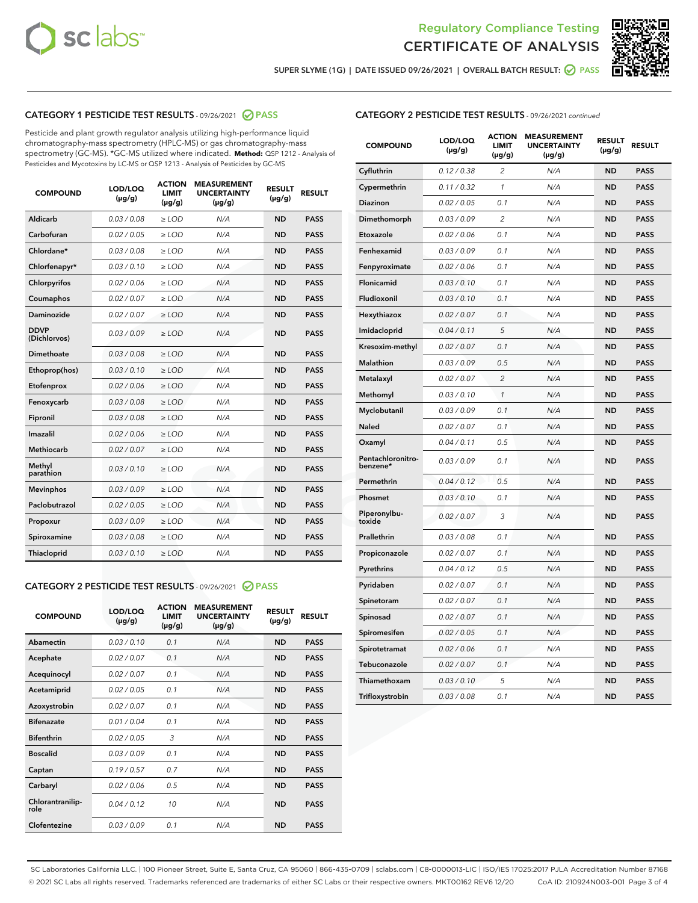Regulatory Compliance Testing
# CERTIFICATE OF ANALYSIS

SUPER SLYME (1G) | DATE ISSUED 09/26/2021 | OVERALL BATCH RESULT: PASS

## CATEGORY 1 PESTICIDE TEST RESULTS - 09/26/2021 PASS

Pesticide and plant growth regulator analysis utilizing high-performance liquid chromatography-mass spectrometry (HPLC-MS) or gas chromatography-mass spectrometry (GC-MS). *GC-MS utilized where indicated. **Method:** QSP 1212 - Analysis of Pesticides and Mycotoxins by LC-MS or QSP 1213 - Analysis of Pesticides by GC-MS

| COMPOUND | LOD/LOQ (µg/g) | ACTION LIMIT (µg/g) | MEASUREMENT UNCERTAINTY (µg/g) | RESULT (µg/g) | RESULT |
|---|---|---|---|---|---|
| Aldicarb | 0.03 / 0.08 | ≥ LOD | N/A | ND | PASS |
| Carbofuran | 0.02 / 0.05 | ≥ LOD | N/A | ND | PASS |
| Chlordane* | 0.03 / 0.08 | ≥ LOD | N/A | ND | PASS |
| Chlorfenapyr* | 0.03 / 0.10 | ≥ LOD | N/A | ND | PASS |
| Chlorpyrifos | 0.02 / 0.06 | ≥ LOD | N/A | ND | PASS |
| Coumaphos | 0.02 / 0.07 | ≥ LOD | N/A | ND | PASS |
| Daminozide | 0.02 / 0.07 | ≥ LOD | N/A | ND | PASS |
| DDVP (Dichlorvos) | 0.03 / 0.09 | ≥ LOD | N/A | ND | PASS |
| Dimethoate | 0.03 / 0.08 | ≥ LOD | N/A | ND | PASS |
| Ethoprop(hos) | 0.03 / 0.10 | ≥ LOD | N/A | ND | PASS |
| Etofenprox | 0.02 / 0.06 | ≥ LOD | N/A | ND | PASS |
| Fenoxycarb | 0.03 / 0.08 | ≥ LOD | N/A | ND | PASS |
| Fipronil | 0.03 / 0.08 | ≥ LOD | N/A | ND | PASS |
| Imazalil | 0.02 / 0.06 | ≥ LOD | N/A | ND | PASS |
| Methiocarb | 0.02 / 0.07 | ≥ LOD | N/A | ND | PASS |
| Methyl parathion | 0.03 / 0.10 | ≥ LOD | N/A | ND | PASS |
| Mevinphos | 0.03 / 0.09 | ≥ LOD | N/A | ND | PASS |
| Paclobutrazol | 0.02 / 0.05 | ≥ LOD | N/A | ND | PASS |
| Propoxur | 0.03 / 0.09 | ≥ LOD | N/A | ND | PASS |
| Spiroxamine | 0.03 / 0.08 | ≥ LOD | N/A | ND | PASS |
| Thiacloprid | 0.03 / 0.10 | ≥ LOD | N/A | ND | PASS |

## CATEGORY 2 PESTICIDE TEST RESULTS - 09/26/2021 PASS

| COMPOUND | LOD/LOQ (µg/g) | ACTION LIMIT (µg/g) | MEASUREMENT UNCERTAINTY (µg/g) | RESULT (µg/g) | RESULT |
|---|---|---|---|---|---|
| Abamectin | 0.03 / 0.10 | 0.1 | N/A | ND | PASS |
| Acephate | 0.02 / 0.07 | 0.1 | N/A | ND | PASS |
| Acequinocyl | 0.02 / 0.07 | 0.1 | N/A | ND | PASS |
| Acetamiprid | 0.02 / 0.05 | 0.1 | N/A | ND | PASS |
| Azoxystrobin | 0.02 / 0.07 | 0.1 | N/A | ND | PASS |
| Bifenazate | 0.01 / 0.04 | 0.1 | N/A | ND | PASS |
| Bifenthrin | 0.02 / 0.05 | 3 | N/A | ND | PASS |
| Boscalid | 0.03 / 0.09 | 0.1 | N/A | ND | PASS |
| Captan | 0.19 / 0.57 | 0.7 | N/A | ND | PASS |
| Carbaryl | 0.02 / 0.06 | 0.5 | N/A | ND | PASS |
| Chlorantraniliprole | 0.04 / 0.12 | 10 | N/A | ND | PASS |
| Clofentezine | 0.03 / 0.09 | 0.1 | N/A | ND | PASS |
| Cyfluthrin | 0.12 / 0.38 | 2 | N/A | ND | PASS |
| Cypermethrin | 0.11 / 0.32 | 1 | N/A | ND | PASS |
| Diazinon | 0.02 / 0.05 | 0.1 | N/A | ND | PASS |
| Dimethomorph | 0.03 / 0.09 | 2 | N/A | ND | PASS |
| Etoxazole | 0.02 / 0.06 | 0.1 | N/A | ND | PASS |
| Fenhexamid | 0.03 / 0.09 | 0.1 | N/A | ND | PASS |
| Fenpyroximate | 0.02 / 0.06 | 0.1 | N/A | ND | PASS |
| Flonicamid | 0.03 / 0.10 | 0.1 | N/A | ND | PASS |
| Fludioxonil | 0.03 / 0.10 | 0.1 | N/A | ND | PASS |
| Hexythiazox | 0.02 / 0.07 | 0.1 | N/A | ND | PASS |
| Imidacloprid | 0.04 / 0.11 | 5 | N/A | ND | PASS |
| Kresoxim-methyl | 0.02 / 0.07 | 0.1 | N/A | ND | PASS |
| Malathion | 0.03 / 0.09 | 0.5 | N/A | ND | PASS |
| Metalaxyl | 0.02 / 0.07 | 2 | N/A | ND | PASS |
| Methomyl | 0.03 / 0.10 | 1 | N/A | ND | PASS |
| Myclobutanil | 0.03 / 0.09 | 0.1 | N/A | ND | PASS |
| Naled | 0.02 / 0.07 | 0.1 | N/A | ND | PASS |
| Oxamyl | 0.04 / 0.11 | 0.5 | N/A | ND | PASS |
| Pentachloronitrobenzene* | 0.03 / 0.09 | 0.1 | N/A | ND | PASS |
| Permethrin | 0.04 / 0.12 | 0.5 | N/A | ND | PASS |
| Phosmet | 0.03 / 0.10 | 0.1 | N/A | ND | PASS |
| Piperonylbutoxide | 0.02 / 0.07 | 3 | N/A | ND | PASS |
| Prallethrin | 0.03 / 0.08 | 0.1 | N/A | ND | PASS |
| Propiconazole | 0.02 / 0.07 | 0.1 | N/A | ND | PASS |
| Pyrethrins | 0.04 / 0.12 | 0.5 | N/A | ND | PASS |
| Pyridaben | 0.02 / 0.07 | 0.1 | N/A | ND | PASS |
| Spinetoram | 0.02 / 0.07 | 0.1 | N/A | ND | PASS |
| Spinosad | 0.02 / 0.07 | 0.1 | N/A | ND | PASS |
| Spiromesifen | 0.02 / 0.05 | 0.1 | N/A | ND | PASS |
| Spirotetramat | 0.02 / 0.06 | 0.1 | N/A | ND | PASS |
| Tebuconazole | 0.02 / 0.07 | 0.1 | N/A | ND | PASS |
| Thiamethoxam | 0.03 / 0.10 | 5 | N/A | ND | PASS |
| Trifloxystrobin | 0.03 / 0.08 | 0.1 | N/A | ND | PASS |

SC Laboratories California LLC. | 100 Pioneer Street, Suite E, Santa Cruz, CA 95060 | 866-435-0709 | sclabs.com | C8-0000013-LIC | ISO/IES 17025:2017 PJLA Accreditation Number 87168
© 2021 SC Labs all rights reserved. Trademarks referenced are trademarks of either SC Labs or their respective owners. MKT00162 REV6 12/20 CoA ID: 210924N003-001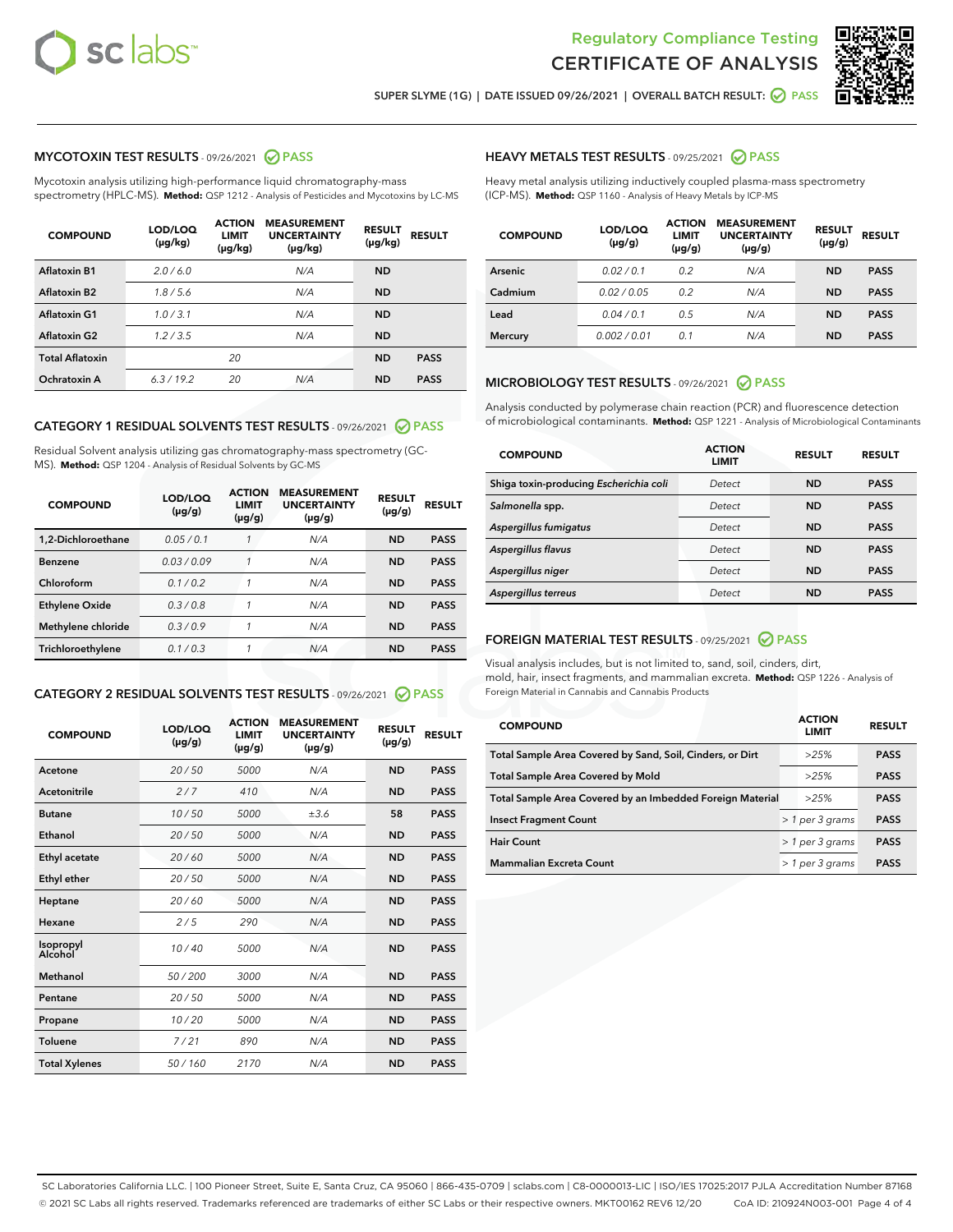Regulatory Compliance Testing

# CERTIFICATE OF ANALYSIS

SUPER SLYME (1G) | DATE ISSUED 09/26/2021 | OVERALL BATCH RESULT: PASS

## MYCOTOXIN TEST RESULTS - 09/26/2021 PASS

Mycotoxin analysis utilizing high-performance liquid chromatography-mass spectrometry (HPLC-MS). **Method:** QSP 1212 - Analysis of Pesticides and Mycotoxins by LC-MS

| COMPOUND | LOD/LOQ (µg/kg) | ACTION LIMIT (µg/kg) | MEASUREMENT UNCERTAINTY (µg/kg) | RESULT (µg/kg) | RESULT |
|---|---|---|---|---|---|
| Aflatoxin B1 | 2.0 / 6.0 | | N/A | ND | |
| Aflatoxin B2 | 1.8 / 5.6 | | N/A | ND | |
| Aflatoxin G1 | 1.0 / 3.1 | | N/A | ND | |
| Aflatoxin G2 | 1.2 / 3.5 | | N/A | ND | |
| Total Aflatoxin | | 20 | | ND | PASS |
| Ochratoxin A | 6.3 / 19.2 | 20 | N/A | ND | PASS |

## CATEGORY 1 RESIDUAL SOLVENTS TEST RESULTS - 09/26/2021 PASS

Residual Solvent analysis utilizing gas chromatography-mass spectrometry (GC-MS). **Method:** QSP 1204 - Analysis of Residual Solvents by GC-MS

| COMPOUND | LOD/LOQ (µg/g) | ACTION LIMIT (µg/g) | MEASUREMENT UNCERTAINTY (µg/g) | RESULT (µg/g) | RESULT |
|---|---|---|---|---|---|
| 1,2-Dichloroethane | 0.05 / 0.1 | 1 | N/A | ND | PASS |
| Benzene | 0.03 / 0.09 | 1 | N/A | ND | PASS |
| Chloroform | 0.1 / 0.2 | 1 | N/A | ND | PASS |
| Ethylene Oxide | 0.3 / 0.8 | 1 | N/A | ND | PASS |
| Methylene chloride | 0.3 / 0.9 | 1 | N/A | ND | PASS |
| Trichloroethylene | 0.1 / 0.3 | 1 | N/A | ND | PASS |

## CATEGORY 2 RESIDUAL SOLVENTS TEST RESULTS - 09/26/2021 PASS

| COMPOUND | LOD/LOQ (µg/g) | ACTION LIMIT (µg/g) | MEASUREMENT UNCERTAINTY (µg/g) | RESULT (µg/g) | RESULT |
|---|---|---|---|---|---|
| Acetone | 20 / 50 | 5000 | N/A | ND | PASS |
| Acetonitrile | 2 / 7 | 410 | N/A | ND | PASS |
| Butane | 10 / 50 | 5000 | ±3.6 | 58 | PASS |
| Ethanol | 20 / 50 | 5000 | N/A | ND | PASS |
| Ethyl acetate | 20 / 60 | 5000 | N/A | ND | PASS |
| Ethyl ether | 20 / 50 | 5000 | N/A | ND | PASS |
| Heptane | 20 / 60 | 5000 | N/A | ND | PASS |
| Hexane | 2 / 5 | 290 | N/A | ND | PASS |
| Isopropyl Alcohol | 10 / 40 | 5000 | N/A | ND | PASS |
| Methanol | 50 / 200 | 3000 | N/A | ND | PASS |
| Pentane | 20 / 50 | 5000 | N/A | ND | PASS |
| Propane | 10 / 20 | 5000 | N/A | ND | PASS |
| Toluene | 7 / 21 | 890 | N/A | ND | PASS |
| Total Xylenes | 50 / 160 | 2170 | N/A | ND | PASS |

## HEAVY METALS TEST RESULTS - 09/25/2021 PASS

Heavy metal analysis utilizing inductively coupled plasma-mass spectrometry (ICP-MS). **Method:** QSP 1160 - Analysis of Heavy Metals by ICP-MS

| COMPOUND | LOD/LOQ (µg/g) | ACTION LIMIT (µg/g) | MEASUREMENT UNCERTAINTY (µg/g) | RESULT (µg/g) | RESULT |
|---|---|---|---|---|---|
| Arsenic | 0.02 / 0.1 | 0.2 | N/A | ND | PASS |
| Cadmium | 0.02 / 0.05 | 0.2 | N/A | ND | PASS |
| Lead | 0.04 / 0.1 | 0.5 | N/A | ND | PASS |
| Mercury | 0.002 / 0.01 | 0.1 | N/A | ND | PASS |

## MICROBIOLOGY TEST RESULTS - 09/26/2021 PASS

Analysis conducted by polymerase chain reaction (PCR) and fluorescence detection of microbiological contaminants. **Method:** QSP 1221 - Analysis of Microbiological Contaminants

| COMPOUND | ACTION LIMIT | RESULT | RESULT |
|---|---|---|---|
| Shiga toxin-producing *Escherichia coli* | Detect | ND | PASS |
| *Salmonella* spp. | Detect | ND | PASS |
| *Aspergillus fumigatus* | Detect | ND | PASS |
| *Aspergillus flavus* | Detect | ND | PASS |
| *Aspergillus niger* | Detect | ND | PASS |
| *Aspergillus terreus* | Detect | ND | PASS |

## FOREIGN MATERIAL TEST RESULTS - 09/25/2021 PASS

Visual analysis includes, but is not limited to, sand, soil, cinders, dirt, mold, hair, insect fragments, and mammalian excreta. **Method:** QSP 1226 - Analysis of Foreign Material in Cannabis and Cannabis Products

| COMPOUND | ACTION LIMIT | RESULT |
|---|---|---|
| Total Sample Area Covered by Sand, Soil, Cinders, or Dirt | >25% | PASS |
| Total Sample Area Covered by Mold | >25% | PASS |
| Total Sample Area Covered by an Imbedded Foreign Material | >25% | PASS |
| Insect Fragment Count | > 1 per 3 grams | PASS |
| Hair Count | > 1 per 3 grams | PASS |
| Mammalian Excreta Count | > 1 per 3 grams | PASS |

SC Laboratories California LLC. | 100 Pioneer Street, Suite E, Santa Cruz, CA 95060 | 866-435-0709 | sclabs.com | C8-0000013-LIC | ISO/IES 17025:2017 PJLA Accreditation Number 87168
© 2021 SC Labs all rights reserved. Trademarks referenced are trademarks of either SC Labs or their respective owners. MKT00162 REV6 12/20 CoA ID: 210924N003-001